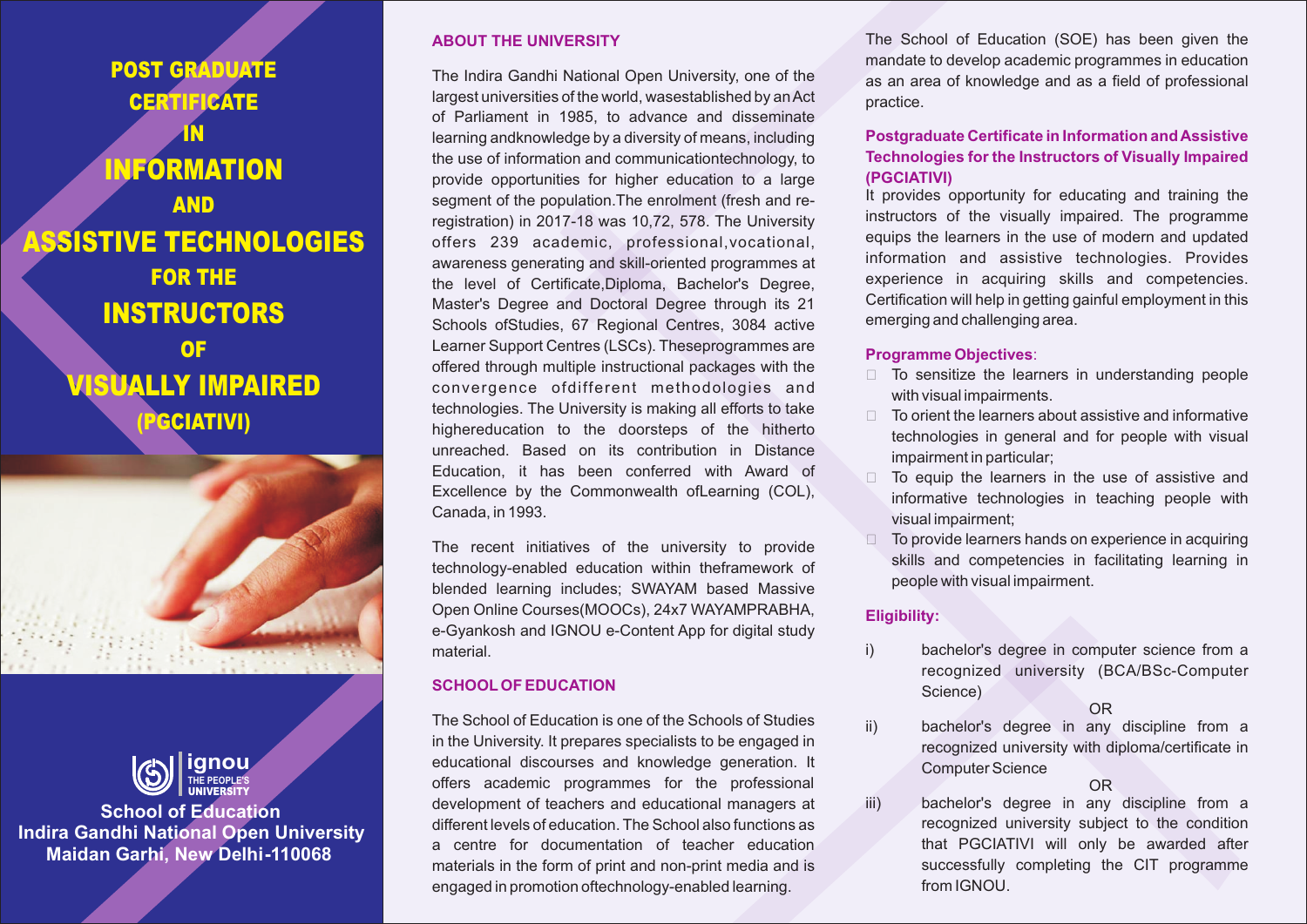# POST GRADUATE CERTIFICATE IN INFORMATION AND ASSISTIVE TECHNOLOGIES FOR THE INSTRUCTORS OF VISUALLY IMPAIRED (PGCIATIVI)

ignou
THE PEOPLE'S UNIVERSITY

**School of Education**
**Indira Gandhi National Open University**
**Maidan Garhi, New Delhi-110068**

## ABOUT THE UNIVERSITY

The Indira Gandhi National Open University, one of the largest universities of the world, wasestablished by an Act of Parliament in 1985, to advance and disseminate learning andknowledge by a diversity of means, including the use of information and communicationtechnology, to provide opportunities for higher education to a large segment of the population.The enrolment (fresh and re-registration) in 2017-18 was 10,72, 578. The University offers 239 academic, professional,vocational, awareness generating and skill-oriented programmes at the level of Certificate,Diploma, Bachelor's Degree, Master's Degree and Doctoral Degree through its 21 Schools ofStudies, 67 Regional Centres, 3084 active Learner Support Centres (LSCs). Theseprogrammes are offered through multiple instructional packages with the convergence ofdifferent methodologies and technologies. The University is making all efforts to take highereducation to the doorsteps of the hitherto unreached. Based on its contribution in Distance Education, it has been conferred with Award of Excellence by the Commonwealth ofLearning (COL), Canada, in 1993.

The recent initiatives of the university to provide technology-enabled education within theframework of blended learning includes; SWAYAM based Massive Open Online Courses(MOOCs), 24x7 WAYAMPRABHA, e-Gyankosh and IGNOU e-Content App for digital study material.

## SCHOOL OF EDUCATION

The School of Education is one of the Schools of Studies in the University. It prepares specialists to be engaged in educational discourses and knowledge generation. It offers academic programmes for the professional development of teachers and educational managers at different levels of education. The School also functions as a centre for documentation of teacher education materials in the form of print and non-print media and is engaged in promotion oftechnology-enabled learning.

The School of Education (SOE) has been given the mandate to develop academic programmes in education as an area of knowledge and as a field of professional practice.

## Postgraduate Certificate in Information and Assistive Technologies for the Instructors of Visually Impaired (PGCIATIVI)

It provides opportunity for educating and training the instructors of the visually impaired. The programme equips the learners in the use of modern and updated information and assistive technologies. Provides experience in acquiring skills and competencies. Certification will help in getting gainful employment in this emerging and challenging area.

### Programme Objectives:

- To sensitize the learners in understanding people with visual impairments.
- To orient the learners about assistive and informative technologies in general and for people with visual impairment in particular;
- To equip the learners in the use of assistive and informative technologies in teaching people with visual impairment;
- To provide learners hands on experience in acquiring skills and competencies in facilitating learning in people with visual impairment.

### Eligibility:

i) bachelor's degree in computer science from a recognized university (BCA/BSc-Computer Science)

OR

ii) bachelor's degree in any discipline from a recognized university with diploma/certificate in Computer Science

OR

iii) bachelor's degree in any discipline from a recognized university subject to the condition that PGCIATIVI will only be awarded after successfully completing the CIT programme from IGNOU.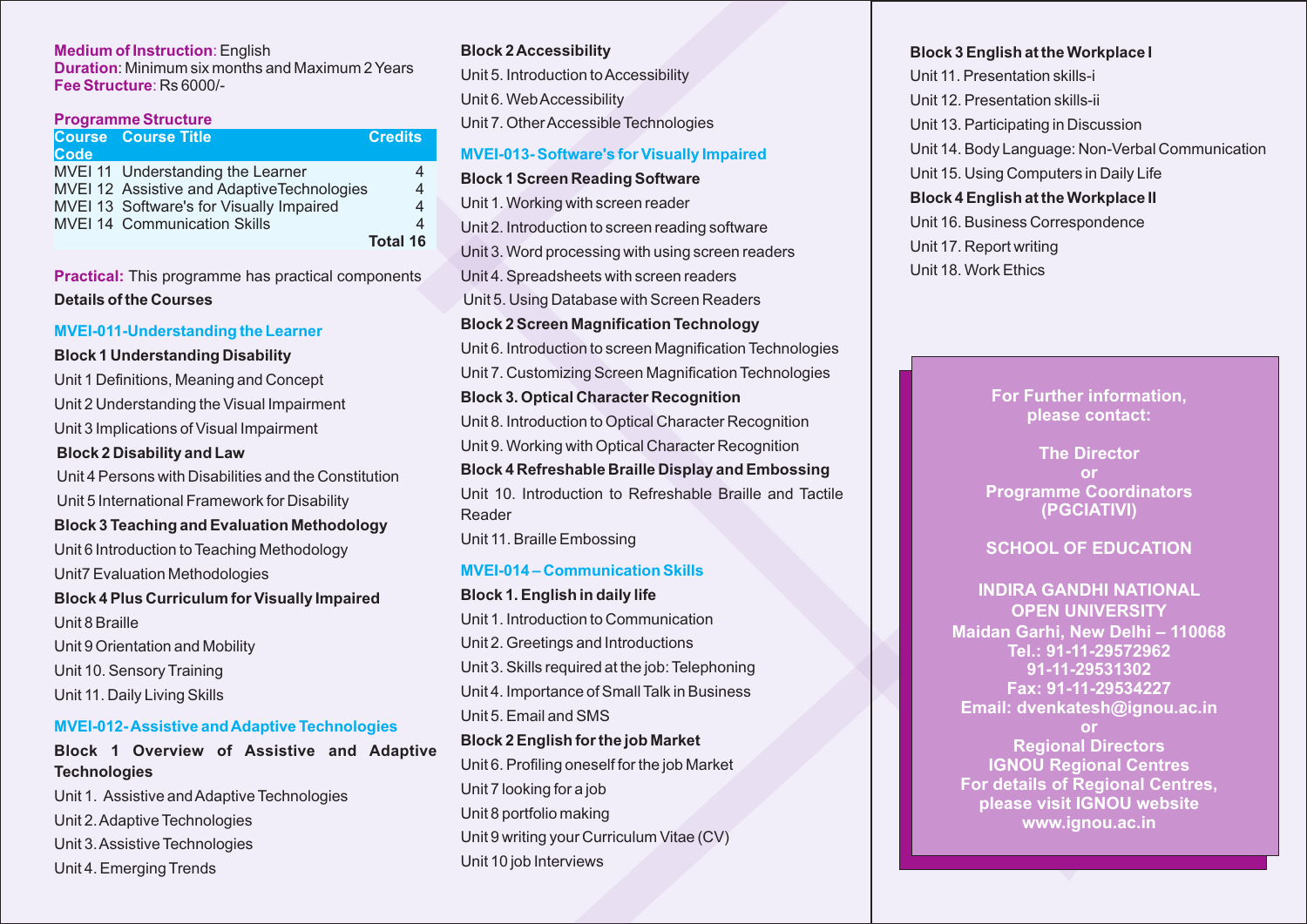**Medium of Instruction**: English
**Duration**: Minimum six months and Maximum 2 Years
**Fee Structure**: Rs 6000/-

**Programme Structure**

| Course Code | Course Title | Credits |
|---|---|---|
| MVEI 11 | Understanding the Learner | 4 |
| MVEI 12 | Assistive and Adaptive Technologies | 4 |
| MVEI 13 | Software's for Visually Impaired | 4 |
| MVEI 14 | Communication Skills | 4 |
| | | **Total 16** |

**Practical:** This programme has practical components

**Details of the Courses**

### MVEI-011-Understanding the Learner

**Block 1 Understanding Disability**

Unit 1 Definitions, Meaning and Concept

Unit 2 Understanding the Visual Impairment

Unit 3 Implications of Visual Impairment

**Block 2 Disability and Law**

Unit 4 Persons with Disabilities and the Constitution

Unit 5 International Framework for Disability

**Block 3 Teaching and Evaluation Methodology**

Unit 6 Introduction to Teaching Methodology

Unit7 Evaluation Methodologies

**Block 4 Plus Curriculum for Visually Impaired**

Unit 8 Braille

Unit 9 Orientation and Mobility

Unit 10. Sensory Training

Unit 11. Daily Living Skills

### MVEI-012-Assistive and Adaptive Technologies

**Block 1 Overview of Assistive and Adaptive Technologies**

Unit 1. Assistive and Adaptive Technologies

Unit 2. Adaptive Technologies

Unit 3. Assistive Technologies

Unit 4. Emerging Trends

**Block 2 Accessibility**

Unit 5. Introduction to Accessibility

Unit 6. Web Accessibility

Unit 7. Other Accessible Technologies

### MVEI-013-Software's for Visually Impaired

**Block 1 Screen Reading Software**

Unit 1. Working with screen reader

Unit 2. Introduction to screen reading software

Unit 3. Word processing with using screen readers

Unit 4. Spreadsheets with screen readers

Unit 5. Using Database with Screen Readers

**Block 2 Screen Magnification Technology**

Unit 6. Introduction to screen Magnification Technologies

Unit 7. Customizing Screen Magnification Technologies

**Block 3. Optical Character Recognition**

Unit 8. Introduction to Optical Character Recognition

Unit 9. Working with Optical Character Recognition

**Block 4 Refreshable Braille Display and Embossing**

Unit 10. Introduction to Refreshable Braille and Tactile Reader

Unit 11. Braille Embossing

### MVEI-014 – Communication Skills

**Block 1. English in daily life**

Unit 1. Introduction to Communication

Unit 2. Greetings and Introductions

Unit 3. Skills required at the job: Telephoning

Unit 4. Importance of Small Talk in Business

Unit 5. Email and SMS

**Block 2 English for the job Market**

Unit 6. Profiling oneself for the job Market

Unit 7 looking for a job

Unit 8 portfolio making

Unit 9 writing your Curriculum Vitae (CV)

Unit 10 job Interviews

**Block 3 English at the Workplace I**

Unit 11. Presentation skills-i

Unit 12. Presentation skills-ii

Unit 13. Participating in Discussion

Unit 14. Body Language: Non-Verbal Communication

Unit 15. Using Computers in Daily Life

**Block 4 English at the Workplace II**

Unit 16. Business Correspondence

Unit 17. Report writing

Unit 18. Work Ethics

**For Further information, please contact:**

**The Director**
**or**
**Programme Coordinators (PGCIATIVI)**

**SCHOOL OF EDUCATION**

**INDIRA GANDHI NATIONAL OPEN UNIVERSITY**
**Maidan Garhi, New Delhi – 110068**
**Tel.: 91-11-29572962**
**91-11-29531302**
**Fax: 91-11-29534227**
**Email: dvenkatesh@ignou.ac.in**
**or**
**Regional Directors**
**IGNOU Regional Centres**
**For details of Regional Centres, please visit IGNOU website**
**www.ignou.ac.in**